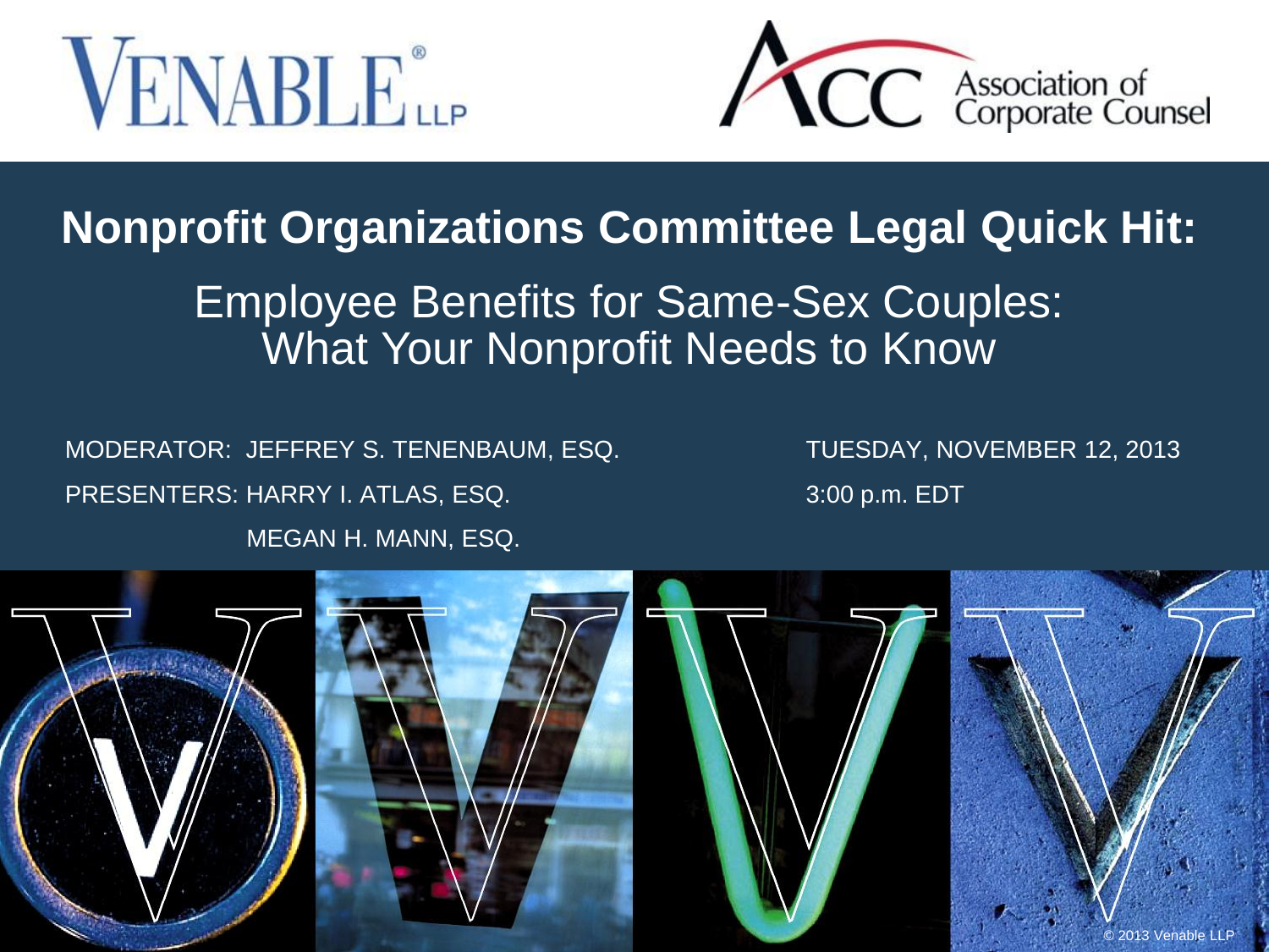VENABLE® LLP

ACC Association of Corporate Counsel

# Nonprofit Organizations Committee Legal Quick Hit:

## Employee Benefits for Same-Sex Couples: What Your Nonprofit Needs to Know

MODERATOR: JEFFREY S. TENENBAUM, ESQ.

PRESENTERS: HARRY I. ATLAS, ESQ.

MEGAN H. MANN, ESQ.

TUESDAY, NOVEMBER 12, 2013

3:00 p.m. EDT

© 2013 Venable LLP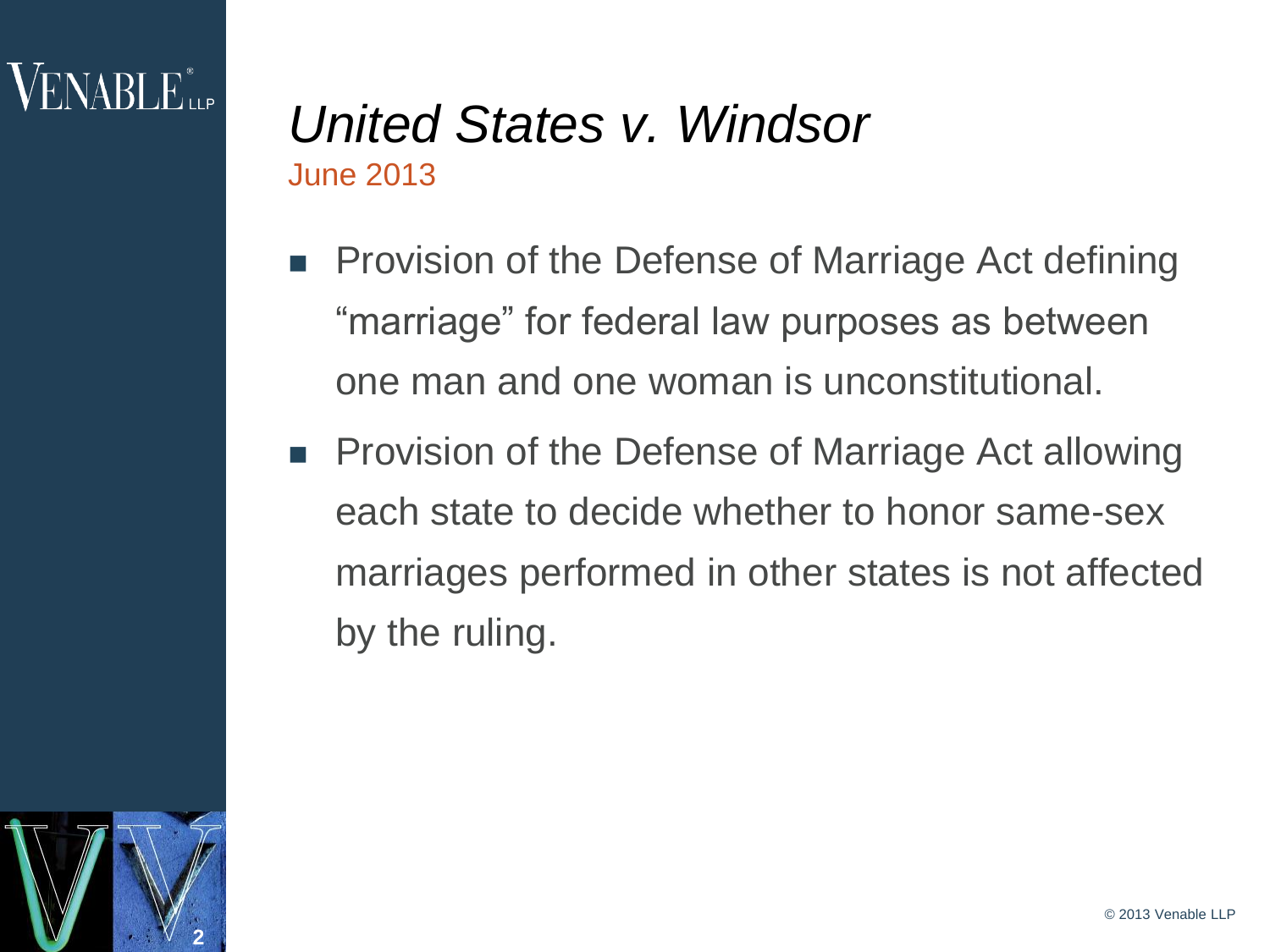# *United States v. Windsor*

June 2013

- Provision of the Defense of Marriage Act defining "marriage" for federal law purposes as between one man and one woman is unconstitutional.
- Provision of the Defense of Marriage Act allowing each state to decide whether to honor same-sex marriages performed in other states is not affected by the ruling.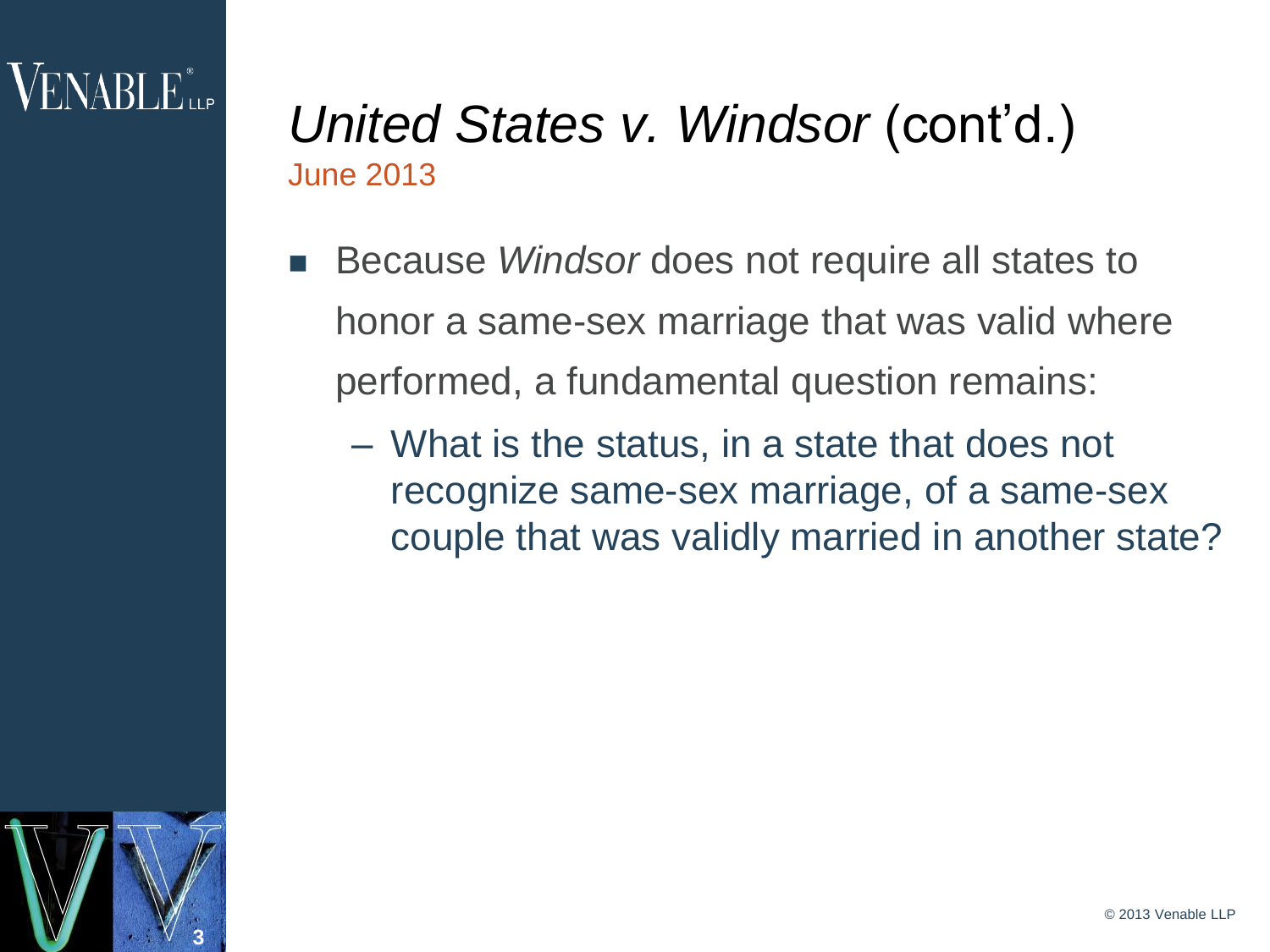# *United States v. Windsor* (cont'd.)

June 2013

- Because *Windsor* does not require all states to honor a same-sex marriage that was valid where performed, a fundamental question remains:
  - What is the status, in a state that does not recognize same-sex marriage, of a same-sex couple that was validly married in another state?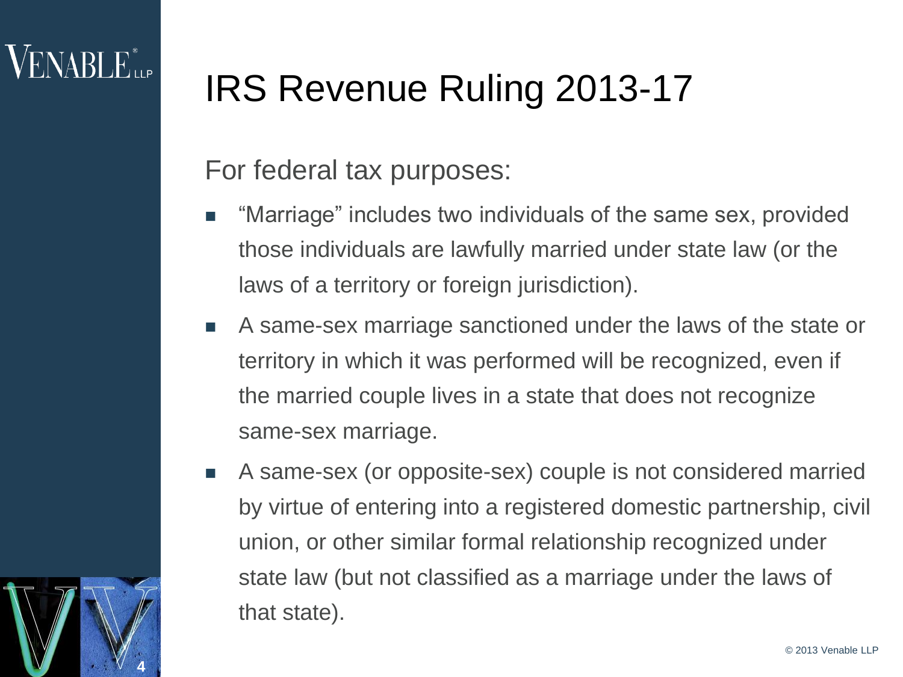# IRS Revenue Ruling 2013-17

For federal tax purposes:

- "Marriage" includes two individuals of the same sex, provided those individuals are lawfully married under state law (or the laws of a territory or foreign jurisdiction).
- A same-sex marriage sanctioned under the laws of the state or territory in which it was performed will be recognized, even if the married couple lives in a state that does not recognize same-sex marriage.
- A same-sex (or opposite-sex) couple is not considered married by virtue of entering into a registered domestic partnership, civil union, or other similar formal relationship recognized under state law (but not classified as a marriage under the laws of that state).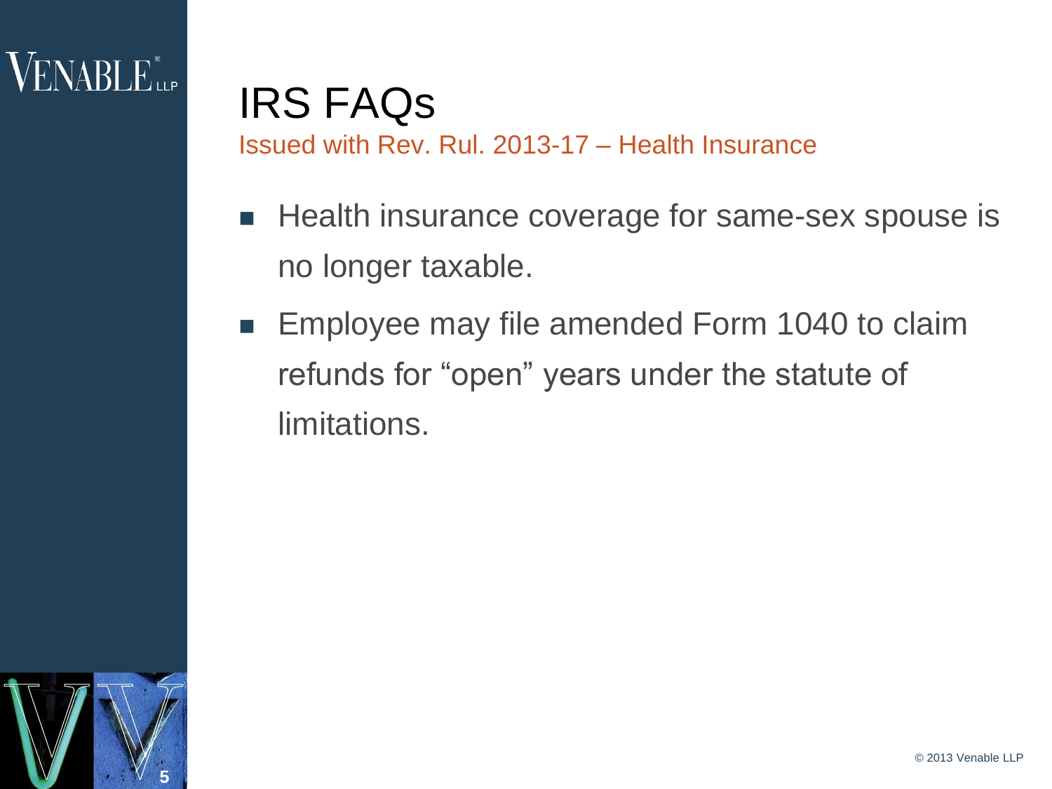# IRS FAQs

## Issued with Rev. Rul. 2013-17 – Health Insurance

- Health insurance coverage for same-sex spouse is no longer taxable.
- Employee may file amended Form 1040 to claim refunds for "open" years under the statute of limitations.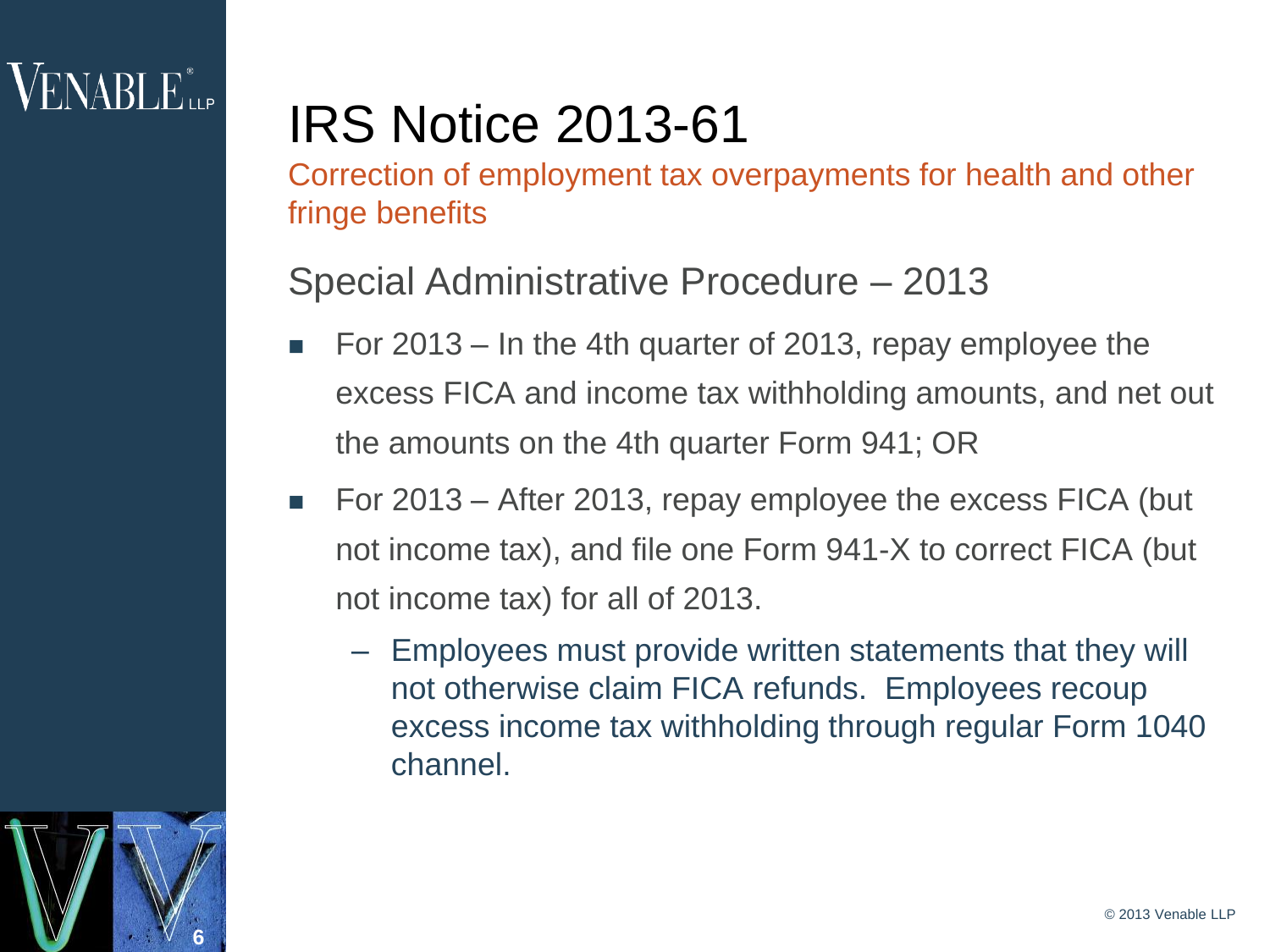# IRS Notice 2013-61

Correction of employment tax overpayments for health and other fringe benefits

## Special Administrative Procedure – 2013

- For 2013 – In the 4th quarter of 2013, repay employee the excess FICA and income tax withholding amounts, and net out the amounts on the 4th quarter Form 941; OR
- For 2013 – After 2013, repay employee the excess FICA (but not income tax), and file one Form 941-X to correct FICA (but not income tax) for all of 2013.
  - Employees must provide written statements that they will not otherwise claim FICA refunds. Employees recoup excess income tax withholding through regular Form 1040 channel.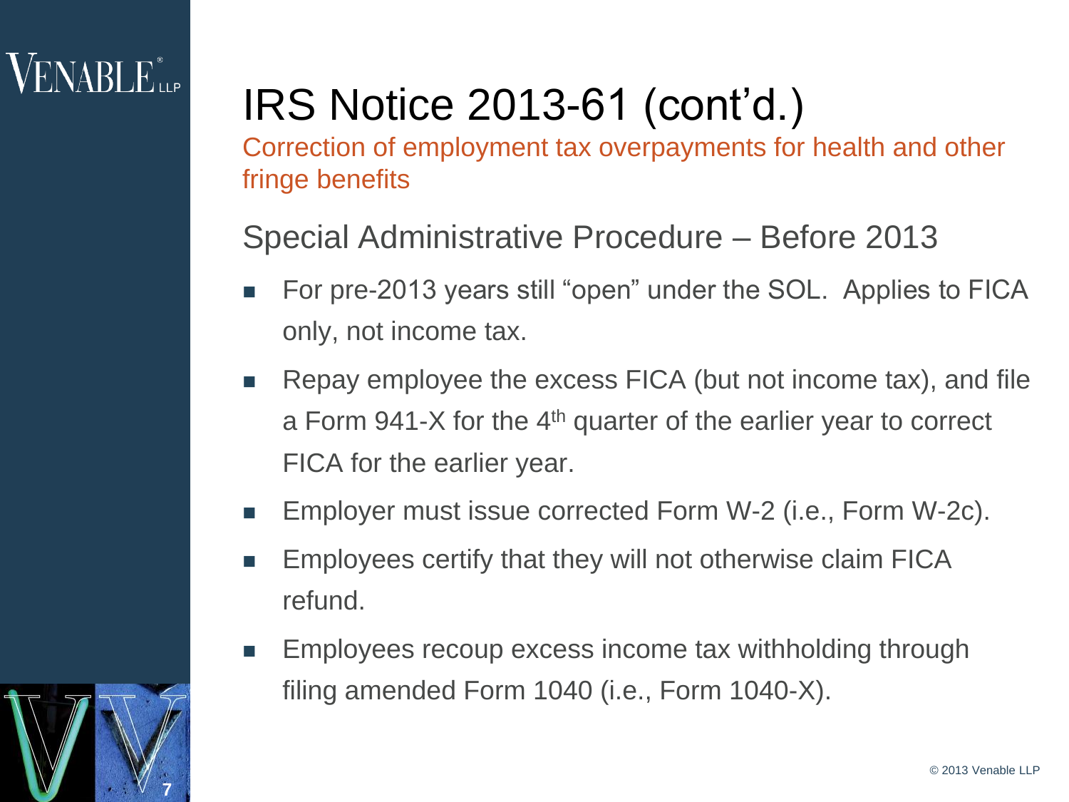# IRS Notice 2013-61 (cont'd.)

Correction of employment tax overpayments for health and other fringe benefits

## Special Administrative Procedure – Before 2013

- For pre-2013 years still "open" under the SOL. Applies to FICA only, not income tax.
- Repay employee the excess FICA (but not income tax), and file a Form 941-X for the 4th quarter of the earlier year to correct FICA for the earlier year.
- Employer must issue corrected Form W-2 (i.e., Form W-2c).
- Employees certify that they will not otherwise claim FICA refund.
- Employees recoup excess income tax withholding through filing amended Form 1040 (i.e., Form 1040-X).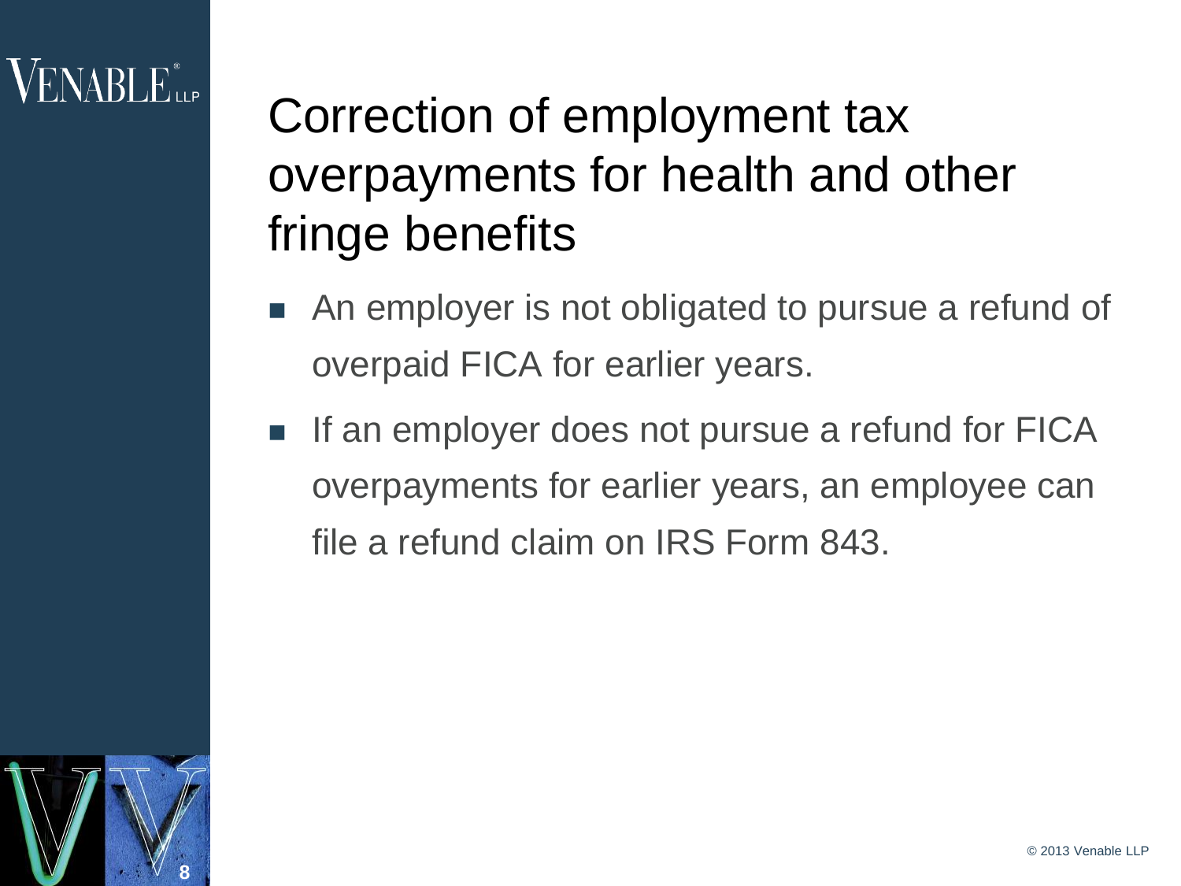# Correction of employment tax overpayments for health and other fringe benefits

- An employer is not obligated to pursue a refund of overpaid FICA for earlier years.
- If an employer does not pursue a refund for FICA overpayments for earlier years, an employee can file a refund claim on IRS Form 843.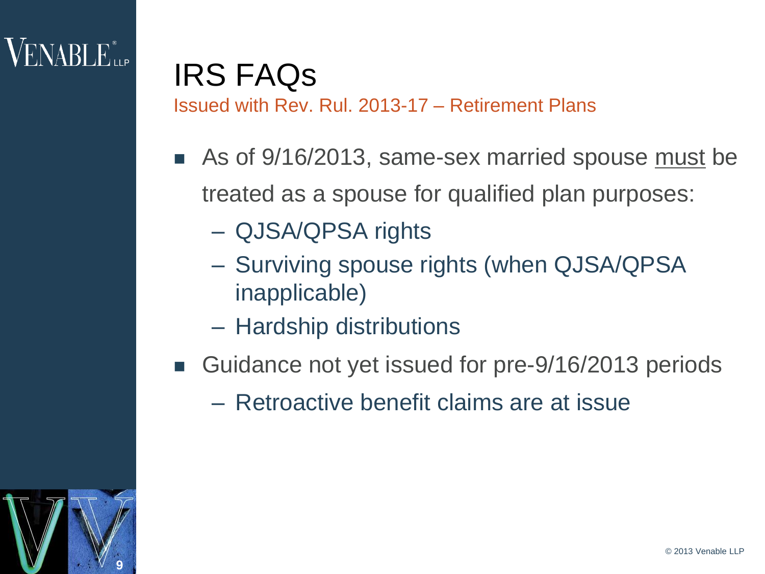# IRS FAQs

## Issued with Rev. Rul. 2013-17 – Retirement Plans

- As of 9/16/2013, same-sex married spouse <u>must</u> be treated as a spouse for qualified plan purposes:
  - QJSA/QPSA rights
  - Surviving spouse rights (when QJSA/QPSA inapplicable)
  - Hardship distributions
- Guidance not yet issued for pre-9/16/2013 periods
  - Retroactive benefit claims are at issue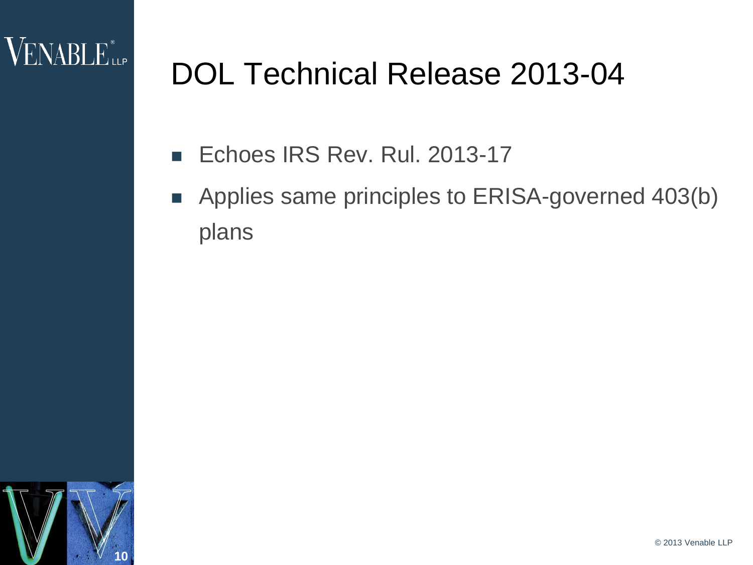# DOL Technical Release 2013-04

- Echoes IRS Rev. Rul. 2013-17
- Applies same principles to ERISA-governed 403(b) plans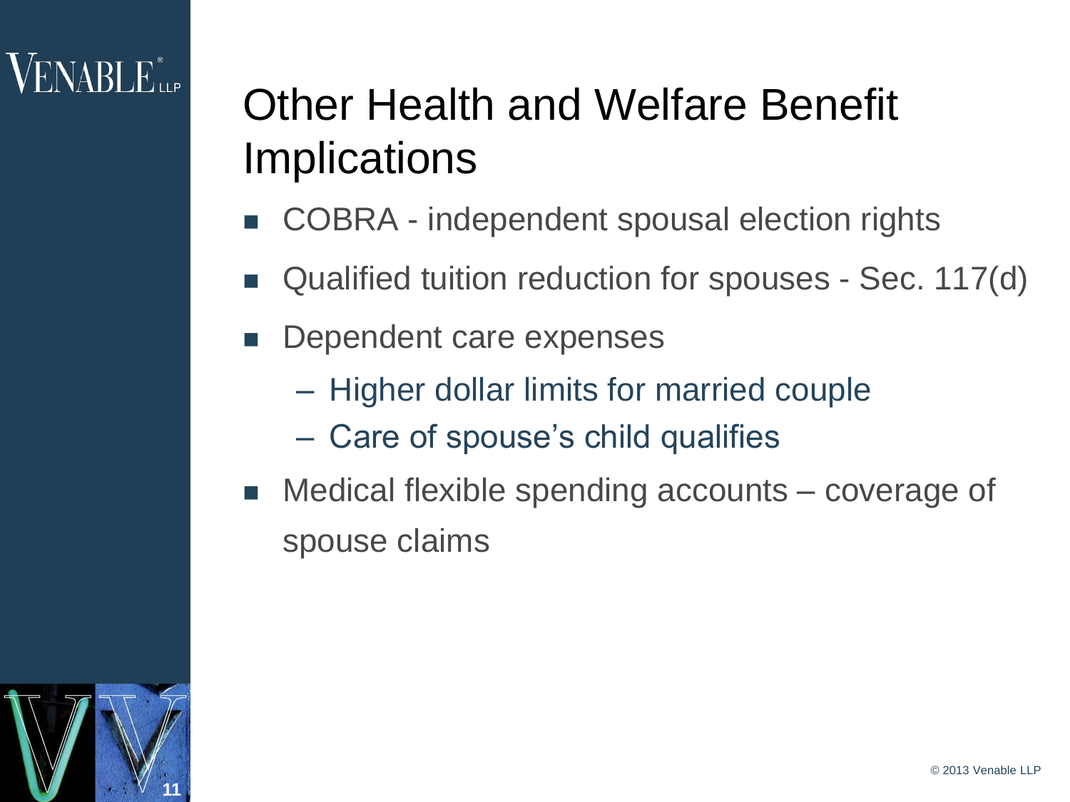# Other Health and Welfare Benefit Implications

- COBRA - independent spousal election rights
- Qualified tuition reduction for spouses - Sec. 117(d)
- Dependent care expenses
  - Higher dollar limits for married couple
  - Care of spouse's child qualifies
- Medical flexible spending accounts – coverage of spouse claims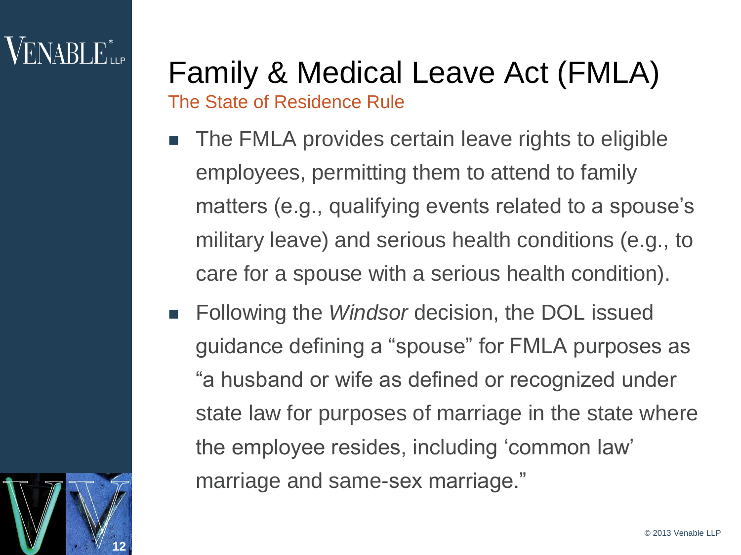# Family & Medical Leave Act (FMLA)

## The State of Residence Rule

- The FMLA provides certain leave rights to eligible employees, permitting them to attend to family matters (e.g., qualifying events related to a spouse's military leave) and serious health conditions (e.g., to care for a spouse with a serious health condition).
- Following the *Windsor* decision, the DOL issued guidance defining a "spouse" for FMLA purposes as "a husband or wife as defined or recognized under state law for purposes of marriage in the state where the employee resides, including 'common law' marriage and same-sex marriage."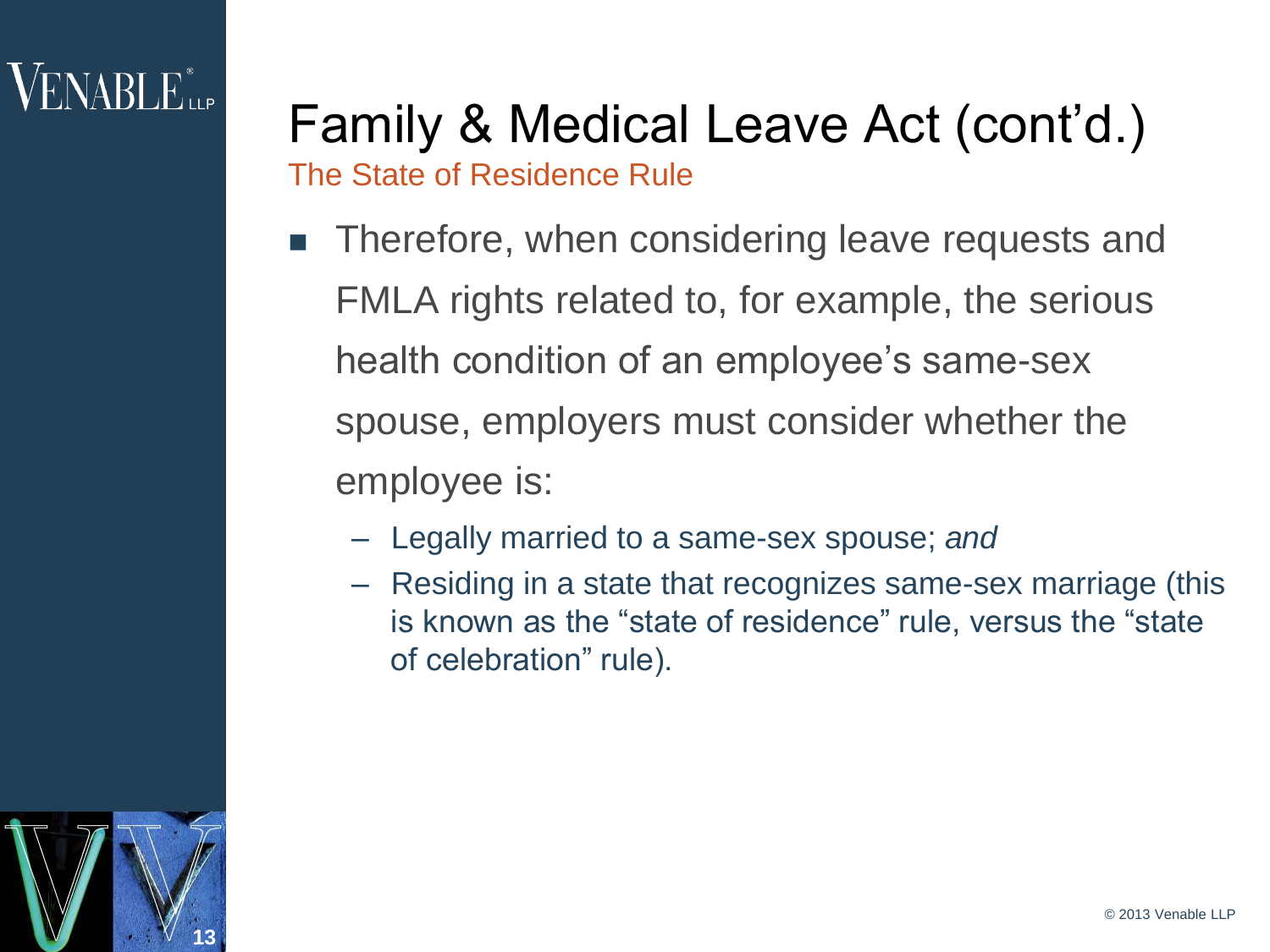# Family & Medical Leave Act (cont'd.)

## The State of Residence Rule

- Therefore, when considering leave requests and FMLA rights related to, for example, the serious health condition of an employee's same-sex spouse, employers must consider whether the employee is:
  - Legally married to a same-sex spouse; *and*
  - Residing in a state that recognizes same-sex marriage (this is known as the "state of residence" rule, versus the "state of celebration" rule).

© 2013 Venable LLP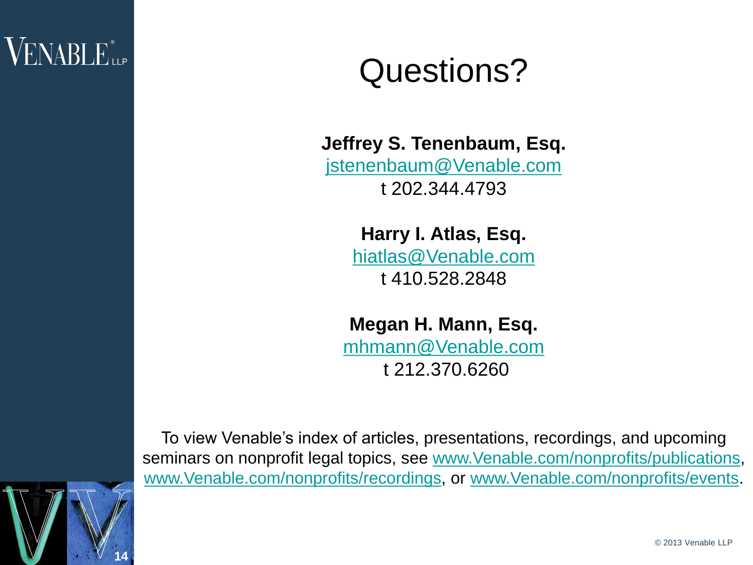# Questions?

**Jeffrey S. Tenenbaum, Esq.**
jstenenbaum@Venable.com
t 202.344.4793

**Harry I. Atlas, Esq.**
hiatlas@Venable.com
t 410.528.2848

**Megan H. Mann, Esq.**
mhmann@Venable.com
t 212.370.6260

To view Venable's index of articles, presentations, recordings, and upcoming seminars on nonprofit legal topics, see www.Venable.com/nonprofits/publications, www.Venable.com/nonprofits/recordings, or www.Venable.com/nonprofits/events.

© 2013 Venable LLP